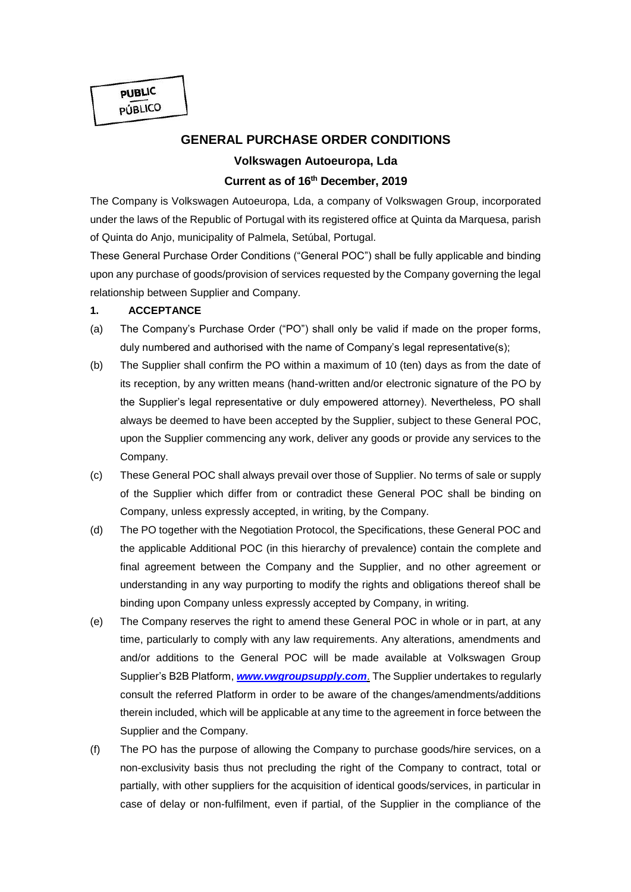PUBLIC
PÚBLICO

# GENERAL PURCHASE ORDER CONDITIONS

## Volkswagen Autoeuropa, Lda

## Current as of 16th December, 2019

The Company is Volkswagen Autoeuropa, Lda, a company of Volkswagen Group, incorporated under the laws of the Republic of Portugal with its registered office at Quinta da Marquesa, parish of Quinta do Anjo, municipality of Palmela, Setúbal, Portugal.

These General Purchase Order Conditions ("General POC") shall be fully applicable and binding upon any purchase of goods/provision of services requested by the Company governing the legal relationship between Supplier and Company.

### 1. ACCEPTANCE

(a) The Company's Purchase Order ("PO") shall only be valid if made on the proper forms, duly numbered and authorised with the name of Company's legal representative(s);

(b) The Supplier shall confirm the PO within a maximum of 10 (ten) days as from the date of its reception, by any written means (hand-written and/or electronic signature of the PO by the Supplier's legal representative or duly empowered attorney). Nevertheless, PO shall always be deemed to have been accepted by the Supplier, subject to these General POC, upon the Supplier commencing any work, deliver any goods or provide any services to the Company.

(c) These General POC shall always prevail over those of Supplier. No terms of sale or supply of the Supplier which differ from or contradict these General POC shall be binding on Company, unless expressly accepted, in writing, by the Company.

(d) The PO together with the Negotiation Protocol, the Specifications, these General POC and the applicable Additional POC (in this hierarchy of prevalence) contain the complete and final agreement between the Company and the Supplier, and no other agreement or understanding in any way purporting to modify the rights and obligations thereof shall be binding upon Company unless expressly accepted by Company, in writing.

(e) The Company reserves the right to amend these General POC in whole or in part, at any time, particularly to comply with any law requirements. Any alterations, amendments and and/or additions to the General POC will be made available at Volkswagen Group Supplier's B2B Platform, ***www.vwgroupsupply.com***. The Supplier undertakes to regularly consult the referred Platform in order to be aware of the changes/amendments/additions therein included, which will be applicable at any time to the agreement in force between the Supplier and the Company.

(f) The PO has the purpose of allowing the Company to purchase goods/hire services, on a non-exclusivity basis thus not precluding the right of the Company to contract, total or partially, with other suppliers for the acquisition of identical goods/services, in particular in case of delay or non-fulfilment, even if partial, of the Supplier in the compliance of the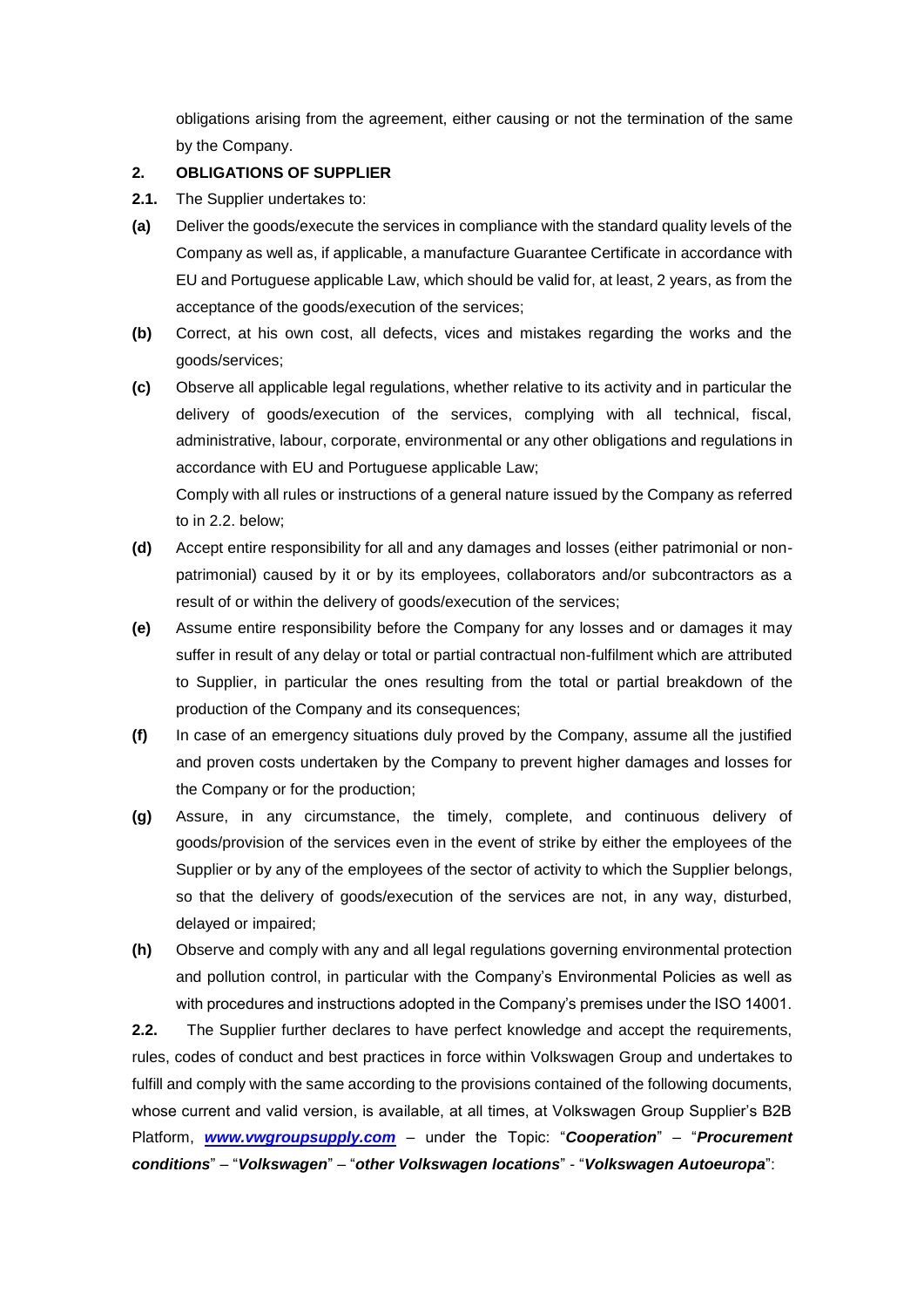obligations arising from the agreement, either causing or not the termination of the same by the Company.

## 2. OBLIGATIONS OF SUPPLIER

**2.1.** The Supplier undertakes to:

**(a)** Deliver the goods/execute the services in compliance with the standard quality levels of the Company as well as, if applicable, a manufacture Guarantee Certificate in accordance with EU and Portuguese applicable Law, which should be valid for, at least, 2 years, as from the acceptance of the goods/execution of the services;

**(b)** Correct, at his own cost, all defects, vices and mistakes regarding the works and the goods/services;

**(c)** Observe all applicable legal regulations, whether relative to its activity and in particular the delivery of goods/execution of the services, complying with all technical, fiscal, administrative, labour, corporate, environmental or any other obligations and regulations in accordance with EU and Portuguese applicable Law;

Comply with all rules or instructions of a general nature issued by the Company as referred to in 2.2. below;

**(d)** Accept entire responsibility for all and any damages and losses (either patrimonial or non-patrimonial) caused by it or by its employees, collaborators and/or subcontractors as a result of or within the delivery of goods/execution of the services;

**(e)** Assume entire responsibility before the Company for any losses and or damages it may suffer in result of any delay or total or partial contractual non-fulfilment which are attributed to Supplier, in particular the ones resulting from the total or partial breakdown of the production of the Company and its consequences;

**(f)** In case of an emergency situations duly proved by the Company, assume all the justified and proven costs undertaken by the Company to prevent higher damages and losses for the Company or for the production;

**(g)** Assure, in any circumstance, the timely, complete, and continuous delivery of goods/provision of the services even in the event of strike by either the employees of the Supplier or by any of the employees of the sector of activity to which the Supplier belongs, so that the delivery of goods/execution of the services are not, in any way, disturbed, delayed or impaired;

**(h)** Observe and comply with any and all legal regulations governing environmental protection and pollution control, in particular with the Company's Environmental Policies as well as with procedures and instructions adopted in the Company's premises under the ISO 14001.

**2.2.** The Supplier further declares to have perfect knowledge and accept the requirements, rules, codes of conduct and best practices in force within Volkswagen Group and undertakes to fulfill and comply with the same according to the provisions contained of the following documents, whose current and valid version, is available, at all times, at Volkswagen Group Supplier's B2B Platform, ***www.vwgroupsupply.com*** – under the Topic: "***Cooperation***" – "***Procurement conditions***" – "***Volkswagen***" – "***other Volkswagen locations***" - "***Volkswagen Autoeuropa***":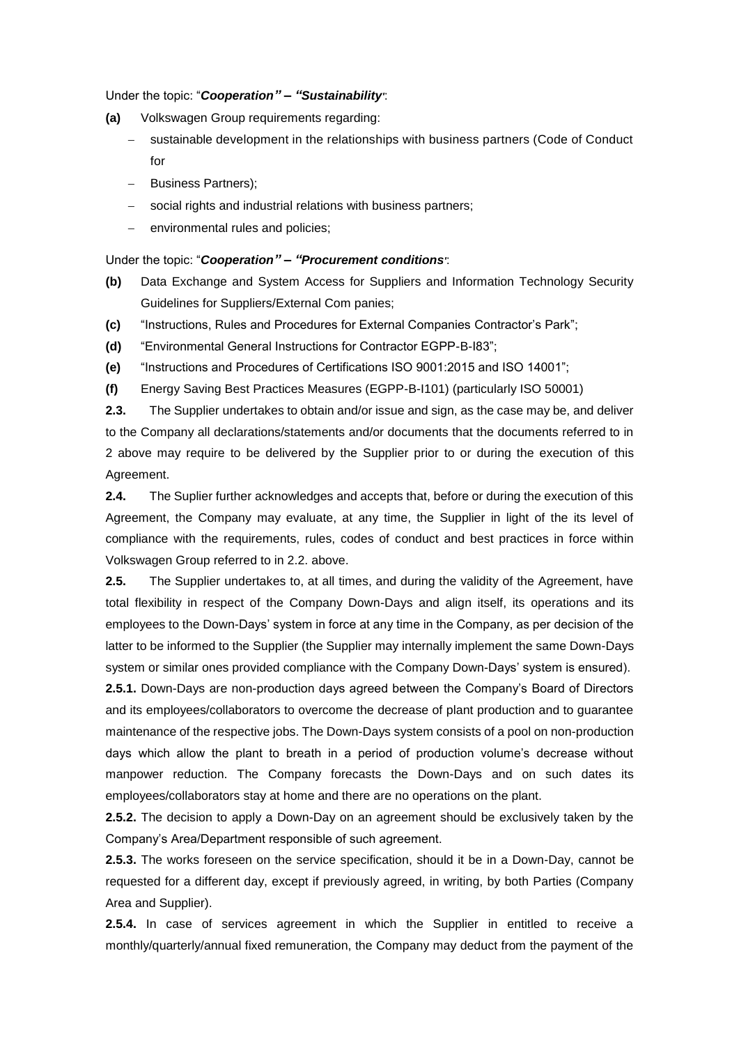Under the topic: "***Cooperation" – "Sustainability***":

**(a)** Volkswagen Group requirements regarding:

- sustainable development in the relationships with business partners (Code of Conduct for
- Business Partners);
- social rights and industrial relations with business partners;
- environmental rules and policies;

Under the topic: "***Cooperation" – "Procurement conditions***":

**(b)** Data Exchange and System Access for Suppliers and Information Technology Security Guidelines for Suppliers/External Com panies;

**(c)** "Instructions, Rules and Procedures for External Companies Contractor's Park";

**(d)** "Environmental General Instructions for Contractor EGPP-B-I83";

**(e)** "Instructions and Procedures of Certifications ISO 9001:2015 and ISO 14001";

**(f)** Energy Saving Best Practices Measures (EGPP-B-I101) (particularly ISO 50001)

**2.3.** The Supplier undertakes to obtain and/or issue and sign, as the case may be, and deliver to the Company all declarations/statements and/or documents that the documents referred to in 2 above may require to be delivered by the Supplier prior to or during the execution of this Agreement.

**2.4.** The Suplier further acknowledges and accepts that, before or during the execution of this Agreement, the Company may evaluate, at any time, the Supplier in light of the its level of compliance with the requirements, rules, codes of conduct and best practices in force within Volkswagen Group referred to in 2.2. above.

**2.5.** The Supplier undertakes to, at all times, and during the validity of the Agreement, have total flexibility in respect of the Company Down-Days and align itself, its operations and its employees to the Down-Days' system in force at any time in the Company, as per decision of the latter to be informed to the Supplier (the Supplier may internally implement the same Down-Days system or similar ones provided compliance with the Company Down-Days' system is ensured).

**2.5.1.** Down-Days are non-production days agreed between the Company's Board of Directors and its employees/collaborators to overcome the decrease of plant production and to guarantee maintenance of the respective jobs. The Down-Days system consists of a pool on non-production days which allow the plant to breath in a period of production volume's decrease without manpower reduction. The Company forecasts the Down-Days and on such dates its employees/collaborators stay at home and there are no operations on the plant.

**2.5.2.** The decision to apply a Down-Day on an agreement should be exclusively taken by the Company's Area/Department responsible of such agreement.

**2.5.3.** The works foreseen on the service specification, should it be in a Down-Day, cannot be requested for a different day, except if previously agreed, in writing, by both Parties (Company Area and Supplier).

**2.5.4.** In case of services agreement in which the Supplier in entitled to receive a monthly/quarterly/annual fixed remuneration, the Company may deduct from the payment of the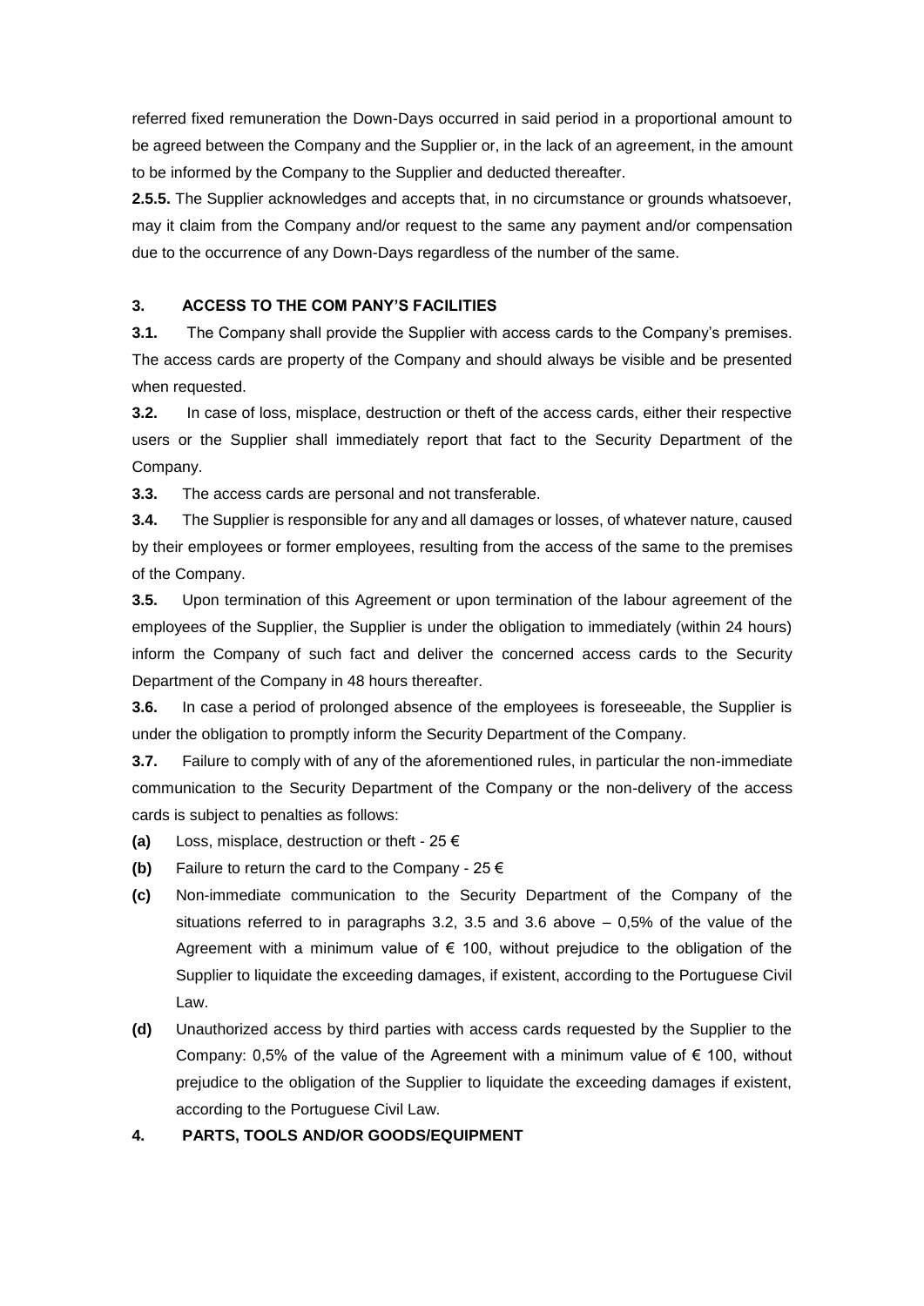referred fixed remuneration the Down-Days occurred in said period in a proportional amount to be agreed between the Company and the Supplier or, in the lack of an agreement, in the amount to be informed by the Company to the Supplier and deducted thereafter.

**2.5.5.** The Supplier acknowledges and accepts that, in no circumstance or grounds whatsoever, may it claim from the Company and/or request to the same any payment and/or compensation due to the occurrence of any Down-Days regardless of the number of the same.

### 3. ACCESS TO THE COM PANY'S FACILITIES

**3.1.** The Company shall provide the Supplier with access cards to the Company's premises. The access cards are property of the Company and should always be visible and be presented when requested.

**3.2.** In case of loss, misplace, destruction or theft of the access cards, either their respective users or the Supplier shall immediately report that fact to the Security Department of the Company.

**3.3.** The access cards are personal and not transferable.

**3.4.** The Supplier is responsible for any and all damages or losses, of whatever nature, caused by their employees or former employees, resulting from the access of the same to the premises of the Company.

**3.5.** Upon termination of this Agreement or upon termination of the labour agreement of the employees of the Supplier, the Supplier is under the obligation to immediately (within 24 hours) inform the Company of such fact and deliver the concerned access cards to the Security Department of the Company in 48 hours thereafter.

**3.6.** In case a period of prolonged absence of the employees is foreseeable, the Supplier is under the obligation to promptly inform the Security Department of the Company.

**3.7.** Failure to comply with of any of the aforementioned rules, in particular the non-immediate communication to the Security Department of the Company or the non-delivery of the access cards is subject to penalties as follows:

**(a)** Loss, misplace, destruction or theft - 25 €

**(b)** Failure to return the card to the Company - 25 €

**(c)** Non-immediate communication to the Security Department of the Company of the situations referred to in paragraphs 3.2, 3.5 and 3.6 above – 0,5% of the value of the Agreement with a minimum value of € 100, without prejudice to the obligation of the Supplier to liquidate the exceeding damages, if existent, according to the Portuguese Civil Law.

**(d)** Unauthorized access by third parties with access cards requested by the Supplier to the Company: 0,5% of the value of the Agreement with a minimum value of € 100, without prejudice to the obligation of the Supplier to liquidate the exceeding damages if existent, according to the Portuguese Civil Law.

### 4. PARTS, TOOLS AND/OR GOODS/EQUIPMENT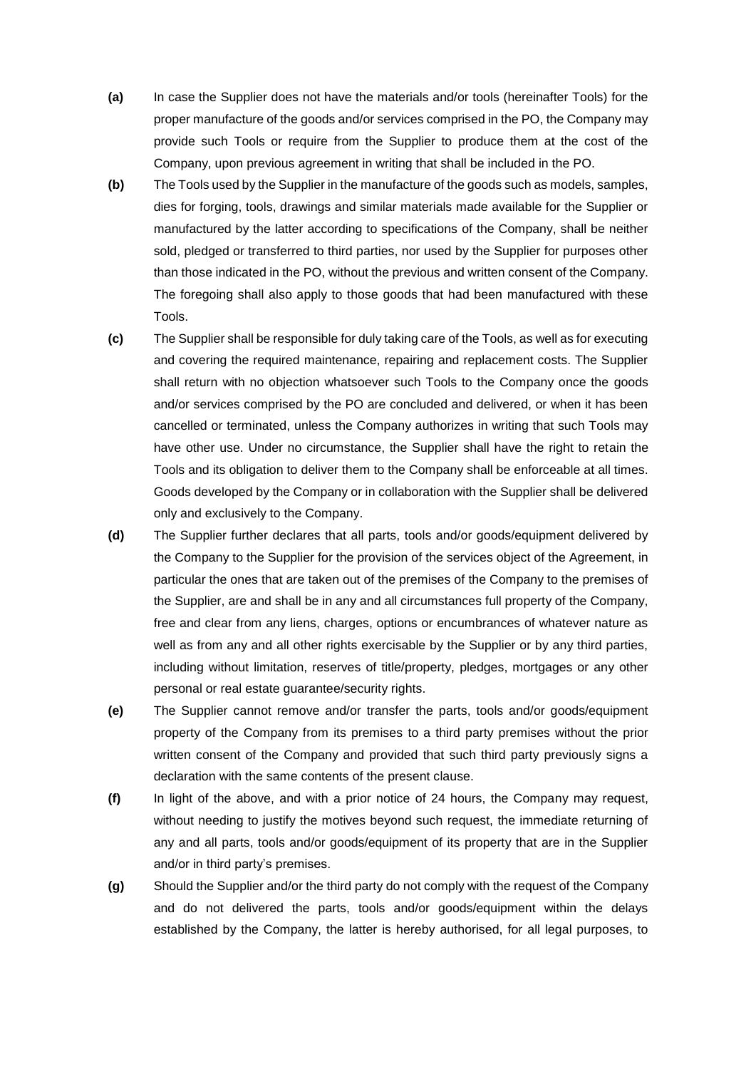**(a)** In case the Supplier does not have the materials and/or tools (hereinafter Tools) for the proper manufacture of the goods and/or services comprised in the PO, the Company may provide such Tools or require from the Supplier to produce them at the cost of the Company, upon previous agreement in writing that shall be included in the PO.

**(b)** The Tools used by the Supplier in the manufacture of the goods such as models, samples, dies for forging, tools, drawings and similar materials made available for the Supplier or manufactured by the latter according to specifications of the Company, shall be neither sold, pledged or transferred to third parties, nor used by the Supplier for purposes other than those indicated in the PO, without the previous and written consent of the Company. The foregoing shall also apply to those goods that had been manufactured with these Tools.

**(c)** The Supplier shall be responsible for duly taking care of the Tools, as well as for executing and covering the required maintenance, repairing and replacement costs. The Supplier shall return with no objection whatsoever such Tools to the Company once the goods and/or services comprised by the PO are concluded and delivered, or when it has been cancelled or terminated, unless the Company authorizes in writing that such Tools may have other use. Under no circumstance, the Supplier shall have the right to retain the Tools and its obligation to deliver them to the Company shall be enforceable at all times. Goods developed by the Company or in collaboration with the Supplier shall be delivered only and exclusively to the Company.

**(d)** The Supplier further declares that all parts, tools and/or goods/equipment delivered by the Company to the Supplier for the provision of the services object of the Agreement, in particular the ones that are taken out of the premises of the Company to the premises of the Supplier, are and shall be in any and all circumstances full property of the Company, free and clear from any liens, charges, options or encumbrances of whatever nature as well as from any and all other rights exercisable by the Supplier or by any third parties, including without limitation, reserves of title/property, pledges, mortgages or any other personal or real estate guarantee/security rights.

**(e)** The Supplier cannot remove and/or transfer the parts, tools and/or goods/equipment property of the Company from its premises to a third party premises without the prior written consent of the Company and provided that such third party previously signs a declaration with the same contents of the present clause.

**(f)** In light of the above, and with a prior notice of 24 hours, the Company may request, without needing to justify the motives beyond such request, the immediate returning of any and all parts, tools and/or goods/equipment of its property that are in the Supplier and/or in third party's premises.

**(g)** Should the Supplier and/or the third party do not comply with the request of the Company and do not delivered the parts, tools and/or goods/equipment within the delays established by the Company, the latter is hereby authorised, for all legal purposes, to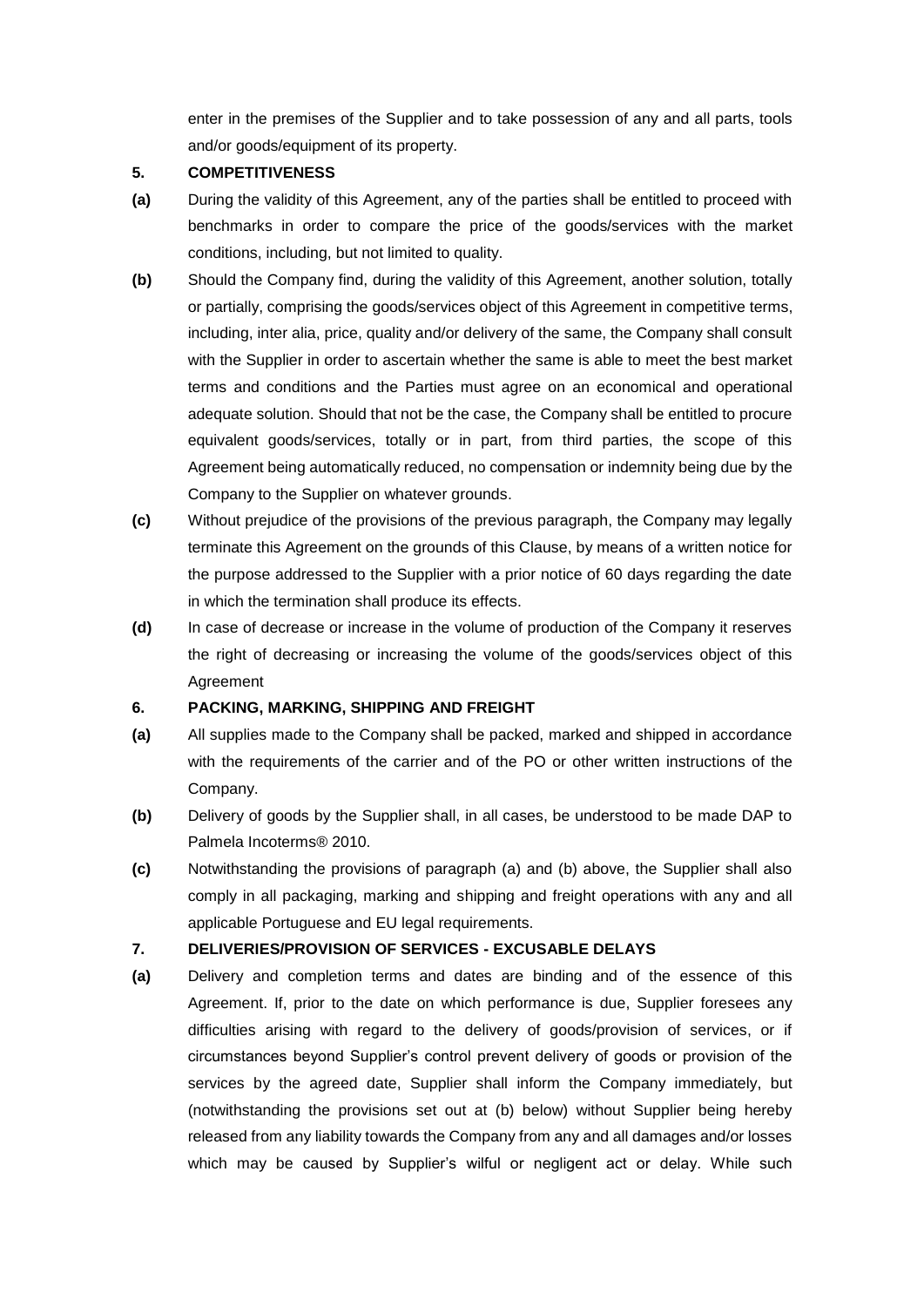enter in the premises of the Supplier and to take possession of any and all parts, tools and/or goods/equipment of its property.

**5. COMPETITIVENESS**

**(a)** During the validity of this Agreement, any of the parties shall be entitled to proceed with benchmarks in order to compare the price of the goods/services with the market conditions, including, but not limited to quality.

**(b)** Should the Company find, during the validity of this Agreement, another solution, totally or partially, comprising the goods/services object of this Agreement in competitive terms, including, inter alia, price, quality and/or delivery of the same, the Company shall consult with the Supplier in order to ascertain whether the same is able to meet the best market terms and conditions and the Parties must agree on an economical and operational adequate solution. Should that not be the case, the Company shall be entitled to procure equivalent goods/services, totally or in part, from third parties, the scope of this Agreement being automatically reduced, no compensation or indemnity being due by the Company to the Supplier on whatever grounds.

**(c)** Without prejudice of the provisions of the previous paragraph, the Company may legally terminate this Agreement on the grounds of this Clause, by means of a written notice for the purpose addressed to the Supplier with a prior notice of 60 days regarding the date in which the termination shall produce its effects.

**(d)** In case of decrease or increase in the volume of production of the Company it reserves the right of decreasing or increasing the volume of the goods/services object of this Agreement

**6. PACKING, MARKING, SHIPPING AND FREIGHT**

**(a)** All supplies made to the Company shall be packed, marked and shipped in accordance with the requirements of the carrier and of the PO or other written instructions of the Company.

**(b)** Delivery of goods by the Supplier shall, in all cases, be understood to be made DAP to Palmela Incoterms® 2010.

**(c)** Notwithstanding the provisions of paragraph (a) and (b) above, the Supplier shall also comply in all packaging, marking and shipping and freight operations with any and all applicable Portuguese and EU legal requirements.

**7. DELIVERIES/PROVISION OF SERVICES - EXCUSABLE DELAYS**

**(a)** Delivery and completion terms and dates are binding and of the essence of this Agreement. If, prior to the date on which performance is due, Supplier foresees any difficulties arising with regard to the delivery of goods/provision of services, or if circumstances beyond Supplier's control prevent delivery of goods or provision of the services by the agreed date, Supplier shall inform the Company immediately, but (notwithstanding the provisions set out at (b) below) without Supplier being hereby released from any liability towards the Company from any and all damages and/or losses which may be caused by Supplier's wilful or negligent act or delay. While such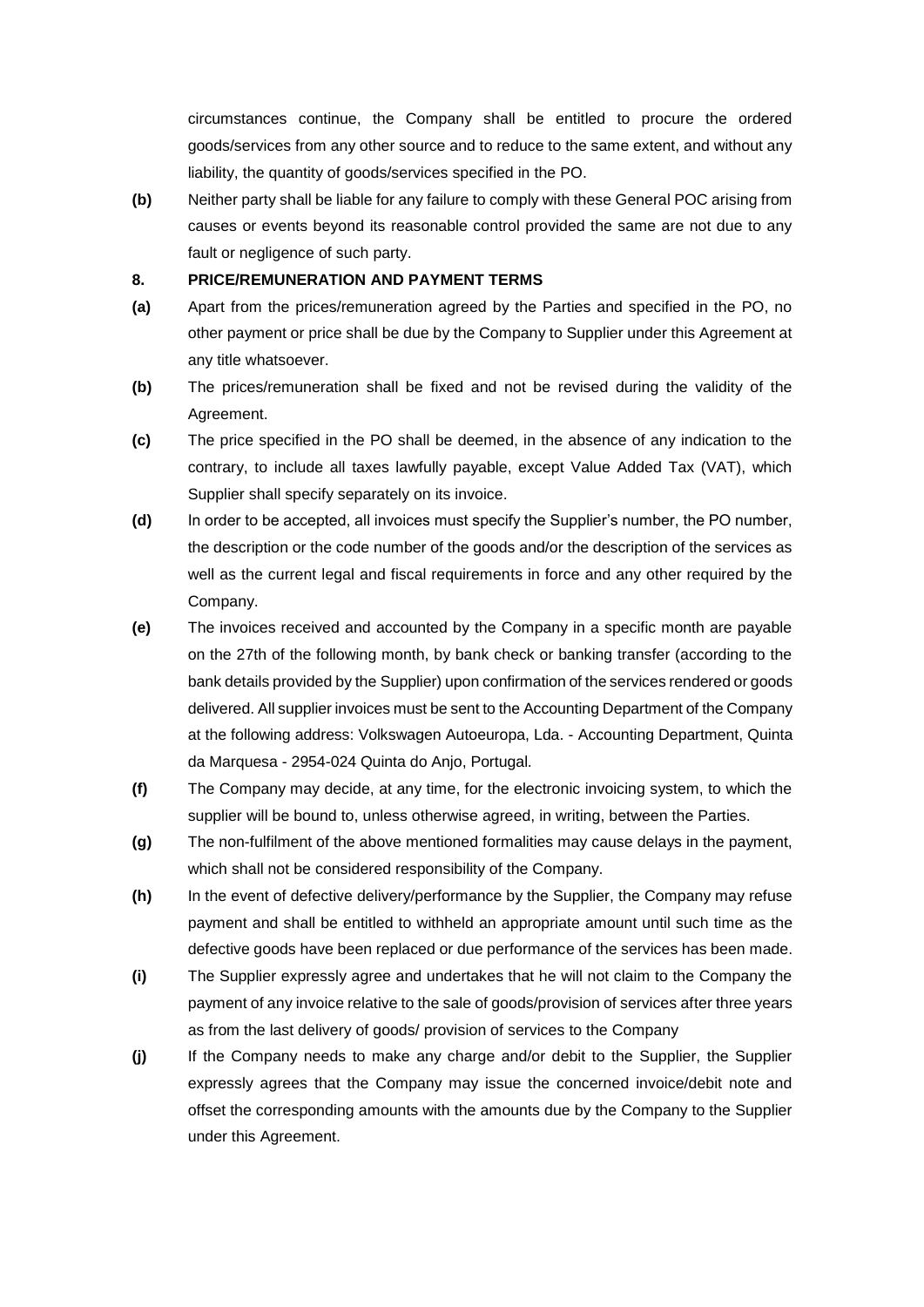circumstances continue, the Company shall be entitled to procure the ordered goods/services from any other source and to reduce to the same extent, and without any liability, the quantity of goods/services specified in the PO.

**(b)** Neither party shall be liable for any failure to comply with these General POC arising from causes or events beyond its reasonable control provided the same are not due to any fault or negligence of such party.

**8. PRICE/REMUNERATION AND PAYMENT TERMS**

**(a)** Apart from the prices/remuneration agreed by the Parties and specified in the PO, no other payment or price shall be due by the Company to Supplier under this Agreement at any title whatsoever.

**(b)** The prices/remuneration shall be fixed and not be revised during the validity of the Agreement.

**(c)** The price specified in the PO shall be deemed, in the absence of any indication to the contrary, to include all taxes lawfully payable, except Value Added Tax (VAT), which Supplier shall specify separately on its invoice.

**(d)** In order to be accepted, all invoices must specify the Supplier's number, the PO number, the description or the code number of the goods and/or the description of the services as well as the current legal and fiscal requirements in force and any other required by the Company.

**(e)** The invoices received and accounted by the Company in a specific month are payable on the 27th of the following month, by bank check or banking transfer (according to the bank details provided by the Supplier) upon confirmation of the services rendered or goods delivered. All supplier invoices must be sent to the Accounting Department of the Company at the following address: Volkswagen Autoeuropa, Lda. - Accounting Department, Quinta da Marquesa - 2954-024 Quinta do Anjo, Portugal.

**(f)** The Company may decide, at any time, for the electronic invoicing system, to which the supplier will be bound to, unless otherwise agreed, in writing, between the Parties.

**(g)** The non-fulfilment of the above mentioned formalities may cause delays in the payment, which shall not be considered responsibility of the Company.

**(h)** In the event of defective delivery/performance by the Supplier, the Company may refuse payment and shall be entitled to withheld an appropriate amount until such time as the defective goods have been replaced or due performance of the services has been made.

**(i)** The Supplier expressly agree and undertakes that he will not claim to the Company the payment of any invoice relative to the sale of goods/provision of services after three years as from the last delivery of goods/ provision of services to the Company

**(j)** If the Company needs to make any charge and/or debit to the Supplier, the Supplier expressly agrees that the Company may issue the concerned invoice/debit note and offset the corresponding amounts with the amounts due by the Company to the Supplier under this Agreement.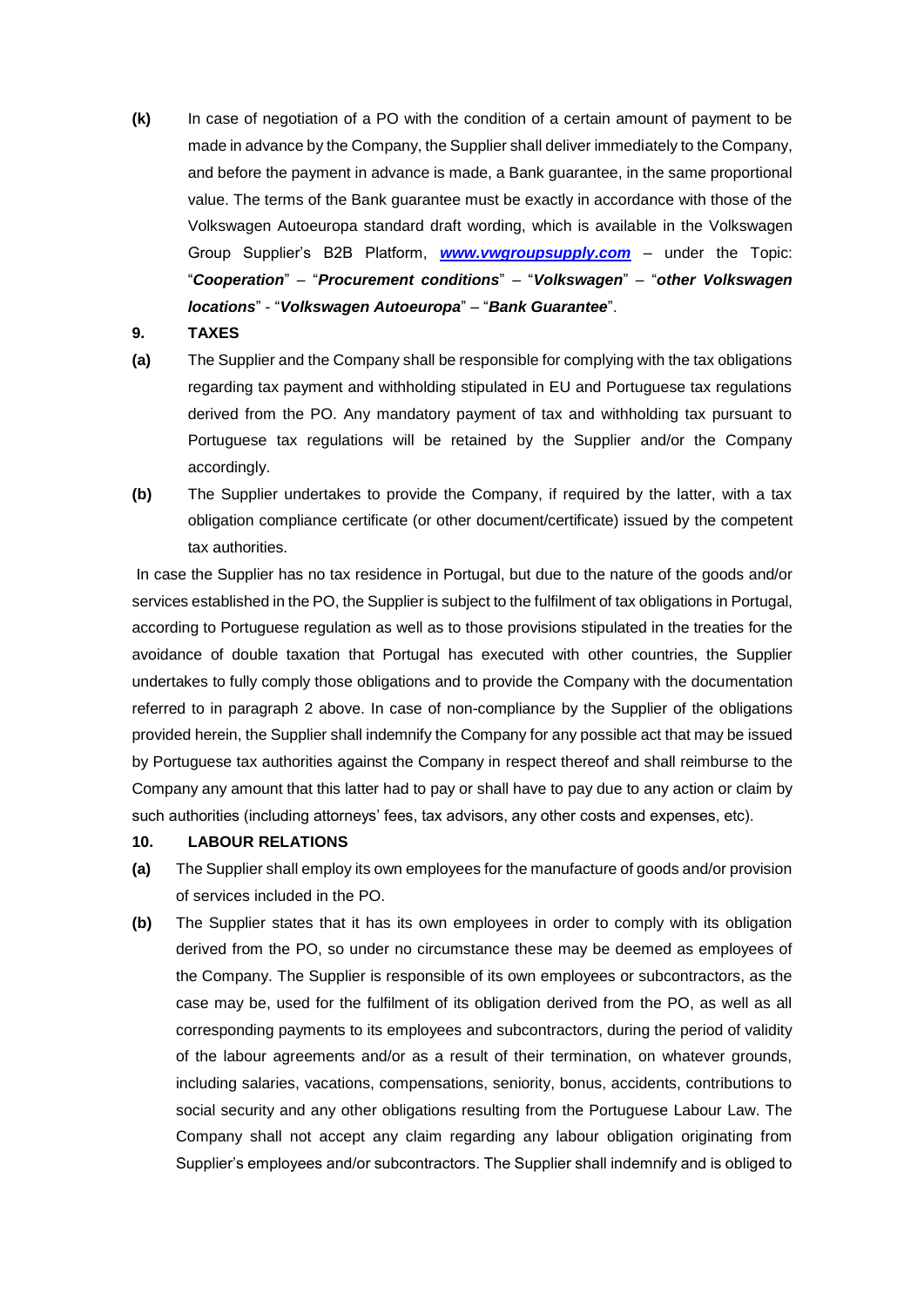**(k)** In case of negotiation of a PO with the condition of a certain amount of payment to be made in advance by the Company, the Supplier shall deliver immediately to the Company, and before the payment in advance is made, a Bank guarantee, in the same proportional value. The terms of the Bank guarantee must be exactly in accordance with those of the Volkswagen Autoeuropa standard draft wording, which is available in the Volkswagen Group Supplier's B2B Platform, ***www.vwgroupsupply.com*** – under the Topic: "***Cooperation***" – "***Procurement conditions***" – "***Volkswagen***" – "***other Volkswagen locations***" - "***Volkswagen Autoeuropa***" – "***Bank Guarantee***".

**9. TAXES**

**(a)** The Supplier and the Company shall be responsible for complying with the tax obligations regarding tax payment and withholding stipulated in EU and Portuguese tax regulations derived from the PO. Any mandatory payment of tax and withholding tax pursuant to Portuguese tax regulations will be retained by the Supplier and/or the Company accordingly.

**(b)** The Supplier undertakes to provide the Company, if required by the latter, with a tax obligation compliance certificate (or other document/certificate) issued by the competent tax authorities.

In case the Supplier has no tax residence in Portugal, but due to the nature of the goods and/or services established in the PO, the Supplier is subject to the fulfilment of tax obligations in Portugal, according to Portuguese regulation as well as to those provisions stipulated in the treaties for the avoidance of double taxation that Portugal has executed with other countries, the Supplier undertakes to fully comply those obligations and to provide the Company with the documentation referred to in paragraph 2 above. In case of non-compliance by the Supplier of the obligations provided herein, the Supplier shall indemnify the Company for any possible act that may be issued by Portuguese tax authorities against the Company in respect thereof and shall reimburse to the Company any amount that this latter had to pay or shall have to pay due to any action or claim by such authorities (including attorneys' fees, tax advisors, any other costs and expenses, etc).

**10. LABOUR RELATIONS**

**(a)** The Supplier shall employ its own employees for the manufacture of goods and/or provision of services included in the PO.

**(b)** The Supplier states that it has its own employees in order to comply with its obligation derived from the PO, so under no circumstance these may be deemed as employees of the Company. The Supplier is responsible of its own employees or subcontractors, as the case may be, used for the fulfilment of its obligation derived from the PO, as well as all corresponding payments to its employees and subcontractors, during the period of validity of the labour agreements and/or as a result of their termination, on whatever grounds, including salaries, vacations, compensations, seniority, bonus, accidents, contributions to social security and any other obligations resulting from the Portuguese Labour Law. The Company shall not accept any claim regarding any labour obligation originating from Supplier's employees and/or subcontractors. The Supplier shall indemnify and is obliged to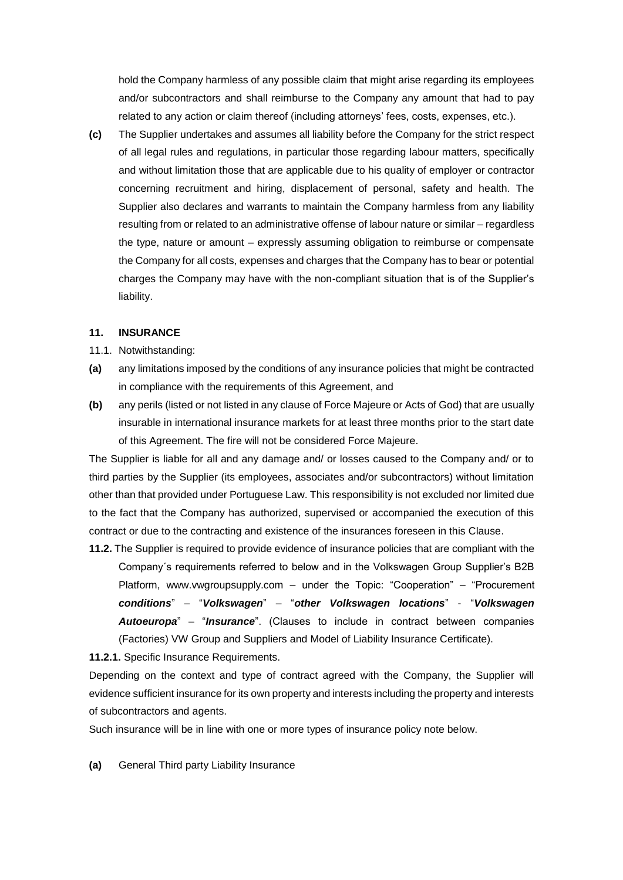hold the Company harmless of any possible claim that might arise regarding its employees and/or subcontractors and shall reimburse to the Company any amount that had to pay related to any action or claim thereof (including attorneys' fees, costs, expenses, etc.).

**(c)** The Supplier undertakes and assumes all liability before the Company for the strict respect of all legal rules and regulations, in particular those regarding labour matters, specifically and without limitation those that are applicable due to his quality of employer or contractor concerning recruitment and hiring, displacement of personal, safety and health. The Supplier also declares and warrants to maintain the Company harmless from any liability resulting from or related to an administrative offense of labour nature or similar – regardless the type, nature or amount – expressly assuming obligation to reimburse or compensate the Company for all costs, expenses and charges that the Company has to bear or potential charges the Company may have with the non-compliant situation that is of the Supplier's liability.

## 11. INSURANCE

11.1. Notwithstanding:

**(a)** any limitations imposed by the conditions of any insurance policies that might be contracted in compliance with the requirements of this Agreement, and

**(b)** any perils (listed or not listed in any clause of Force Majeure or Acts of God) that are usually insurable in international insurance markets for at least three months prior to the start date of this Agreement. The fire will not be considered Force Majeure.

The Supplier is liable for all and any damage and/ or losses caused to the Company and/ or to third parties by the Supplier (its employees, associates and/or subcontractors) without limitation other than that provided under Portuguese Law. This responsibility is not excluded nor limited due to the fact that the Company has authorized, supervised or accompanied the execution of this contract or due to the contracting and existence of the insurances foreseen in this Clause.

**11.2.** The Supplier is required to provide evidence of insurance policies that are compliant with the Company´s requirements referred to below and in the Volkswagen Group Supplier's B2B Platform, www.vwgroupsupply.com – under the Topic: "Cooperation" – "Procurement ***conditions***" – "***Volkswagen***" – "***other Volkswagen locations***" - "***Volkswagen Autoeuropa***" – "***Insurance***". (Clauses to include in contract between companies (Factories) VW Group and Suppliers and Model of Liability Insurance Certificate).

**11.2.1.** Specific Insurance Requirements.

Depending on the context and type of contract agreed with the Company, the Supplier will evidence sufficient insurance for its own property and interests including the property and interests of subcontractors and agents.

Such insurance will be in line with one or more types of insurance policy note below.

**(a)** General Third party Liability Insurance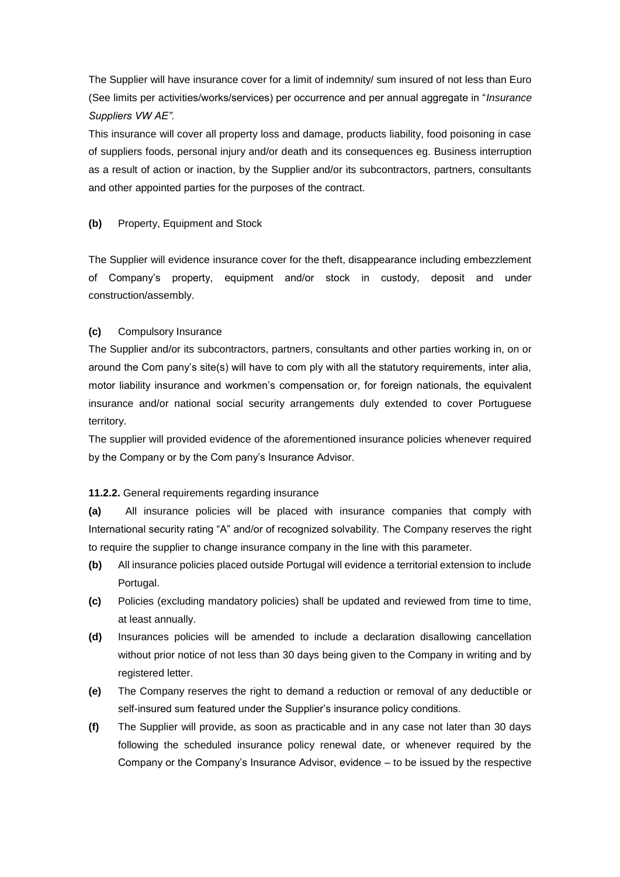The Supplier will have insurance cover for a limit of indemnity/ sum insured of not less than Euro (See limits per activities/works/services) per occurrence and per annual aggregate in "*Insurance Suppliers VW AE".*

This insurance will cover all property loss and damage, products liability, food poisoning in case of suppliers foods, personal injury and/or death and its consequences eg. Business interruption as a result of action or inaction, by the Supplier and/or its subcontractors, partners, consultants and other appointed parties for the purposes of the contract.

**(b)** Property, Equipment and Stock

The Supplier will evidence insurance cover for the theft, disappearance including embezzlement of Company's property, equipment and/or stock in custody, deposit and under construction/assembly.

**(c)** Compulsory Insurance

The Supplier and/or its subcontractors, partners, consultants and other parties working in, on or around the Com pany's site(s) will have to com ply with all the statutory requirements, inter alia, motor liability insurance and workmen's compensation or, for foreign nationals, the equivalent insurance and/or national social security arrangements duly extended to cover Portuguese territory.

The supplier will provided evidence of the aforementioned insurance policies whenever required by the Company or by the Com pany's Insurance Advisor.

**11.2.2.** General requirements regarding insurance

**(a)** All insurance policies will be placed with insurance companies that comply with International security rating "A" and/or of recognized solvability. The Company reserves the right to require the supplier to change insurance company in the line with this parameter.

**(b)** All insurance policies placed outside Portugal will evidence a territorial extension to include Portugal.

**(c)** Policies (excluding mandatory policies) shall be updated and reviewed from time to time, at least annually.

**(d)** Insurances policies will be amended to include a declaration disallowing cancellation without prior notice of not less than 30 days being given to the Company in writing and by registered letter.

**(e)** The Company reserves the right to demand a reduction or removal of any deductible or self-insured sum featured under the Supplier's insurance policy conditions.

**(f)** The Supplier will provide, as soon as practicable and in any case not later than 30 days following the scheduled insurance policy renewal date, or whenever required by the Company or the Company's Insurance Advisor, evidence – to be issued by the respective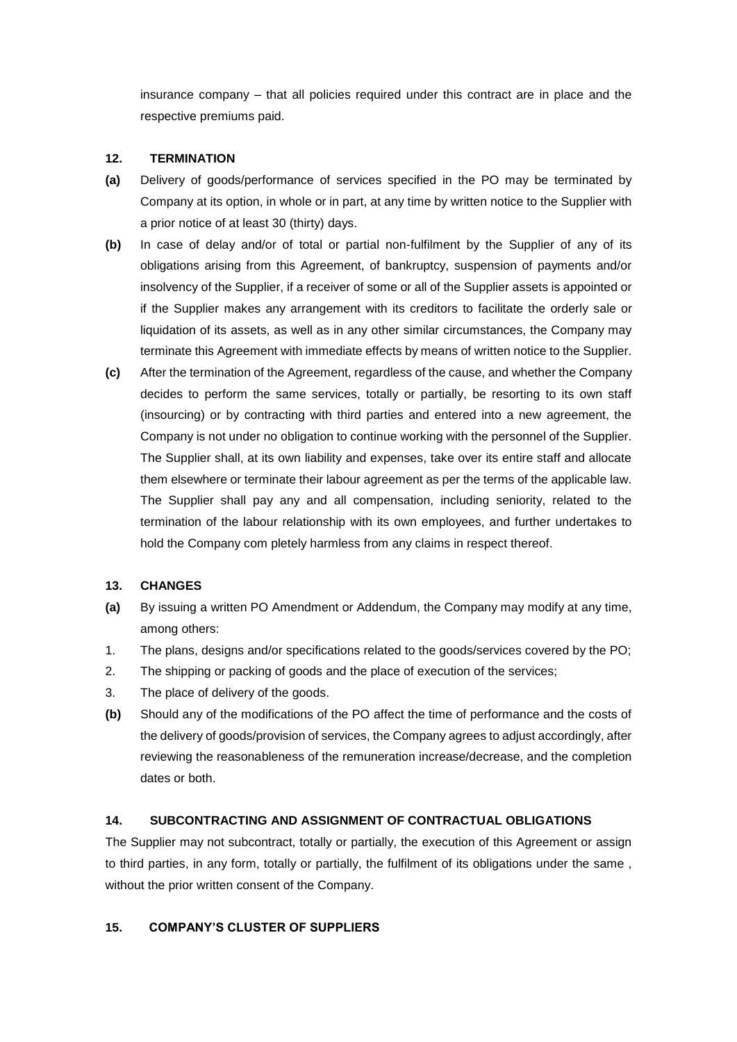insurance company – that all policies required under this contract are in place and the respective premiums paid.

## 12. TERMINATION

**(a)** Delivery of goods/performance of services specified in the PO may be terminated by Company at its option, in whole or in part, at any time by written notice to the Supplier with a prior notice of at least 30 (thirty) days.

**(b)** In case of delay and/or of total or partial non-fulfilment by the Supplier of any of its obligations arising from this Agreement, of bankruptcy, suspension of payments and/or insolvency of the Supplier, if a receiver of some or all of the Supplier assets is appointed or if the Supplier makes any arrangement with its creditors to facilitate the orderly sale or liquidation of its assets, as well as in any other similar circumstances, the Company may terminate this Agreement with immediate effects by means of written notice to the Supplier.

**(c)** After the termination of the Agreement, regardless of the cause, and whether the Company decides to perform the same services, totally or partially, be resorting to its own staff (insourcing) or by contracting with third parties and entered into a new agreement, the Company is not under no obligation to continue working with the personnel of the Supplier. The Supplier shall, at its own liability and expenses, take over its entire staff and allocate them elsewhere or terminate their labour agreement as per the terms of the applicable law. The Supplier shall pay any and all compensation, including seniority, related to the termination of the labour relationship with its own employees, and further undertakes to hold the Company com pletely harmless from any claims in respect thereof.

## 13. CHANGES

**(a)** By issuing a written PO Amendment or Addendum, the Company may modify at any time, among others:

1. The plans, designs and/or specifications related to the goods/services covered by the PO;
2. The shipping or packing of goods and the place of execution of the services;
3. The place of delivery of the goods.

**(b)** Should any of the modifications of the PO affect the time of performance and the costs of the delivery of goods/provision of services, the Company agrees to adjust accordingly, after reviewing the reasonableness of the remuneration increase/decrease, and the completion dates or both.

## 14. SUBCONTRACTING AND ASSIGNMENT OF CONTRACTUAL OBLIGATIONS

The Supplier may not subcontract, totally or partially, the execution of this Agreement or assign to third parties, in any form, totally or partially, the fulfilment of its obligations under the same , without the prior written consent of the Company.

## 15. COMPANY'S CLUSTER OF SUPPLIERS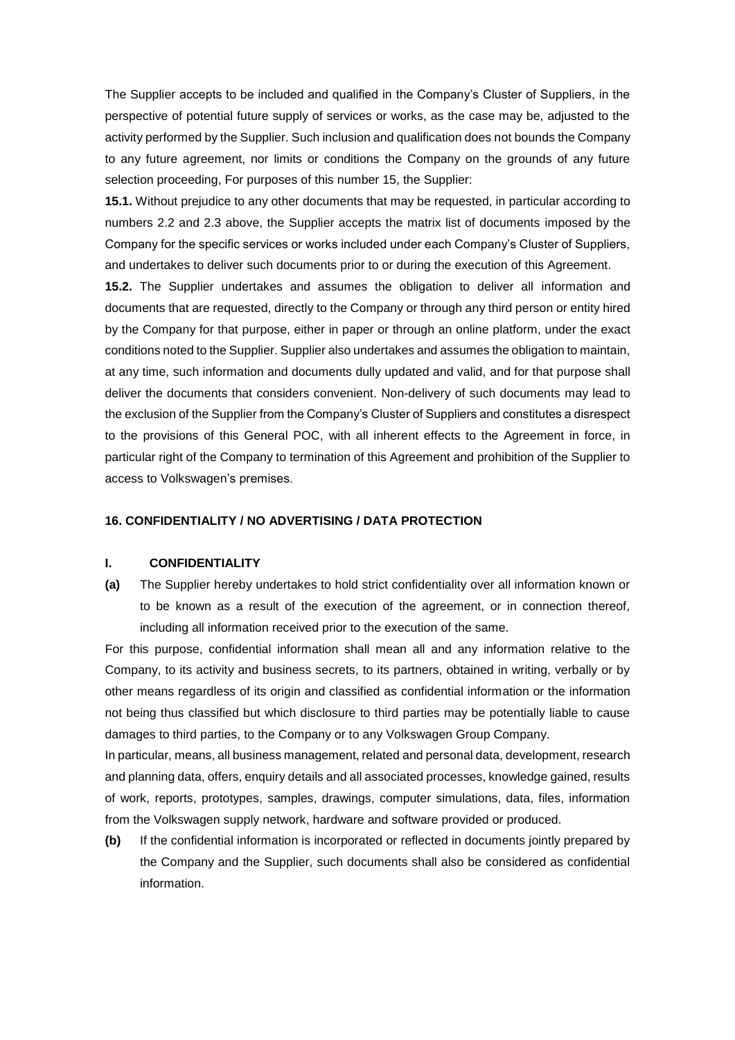The Supplier accepts to be included and qualified in the Company's Cluster of Suppliers, in the perspective of potential future supply of services or works, as the case may be, adjusted to the activity performed by the Supplier. Such inclusion and qualification does not bounds the Company to any future agreement, nor limits or conditions the Company on the grounds of any future selection proceeding, For purposes of this number 15, the Supplier:

**15.1.** Without prejudice to any other documents that may be requested, in particular according to numbers 2.2 and 2.3 above, the Supplier accepts the matrix list of documents imposed by the Company for the specific services or works included under each Company's Cluster of Suppliers, and undertakes to deliver such documents prior to or during the execution of this Agreement.

**15.2.** The Supplier undertakes and assumes the obligation to deliver all information and documents that are requested, directly to the Company or through any third person or entity hired by the Company for that purpose, either in paper or through an online platform, under the exact conditions noted to the Supplier. Supplier also undertakes and assumes the obligation to maintain, at any time, such information and documents dully updated and valid, and for that purpose shall deliver the documents that considers convenient. Non-delivery of such documents may lead to the exclusion of the Supplier from the Company's Cluster of Suppliers and constitutes a disrespect to the provisions of this General POC, with all inherent effects to the Agreement in force, in particular right of the Company to termination of this Agreement and prohibition of the Supplier to access to Volkswagen's premises.

## 16. CONFIDENTIALITY / NO ADVERTISING / DATA PROTECTION

### I. CONFIDENTIALITY

**(a)** The Supplier hereby undertakes to hold strict confidentiality over all information known or to be known as a result of the execution of the agreement, or in connection thereof, including all information received prior to the execution of the same.

For this purpose, confidential information shall mean all and any information relative to the Company, to its activity and business secrets, to its partners, obtained in writing, verbally or by other means regardless of its origin and classified as confidential information or the information not being thus classified but which disclosure to third parties may be potentially liable to cause damages to third parties, to the Company or to any Volkswagen Group Company.

In particular, means, all business management, related and personal data, development, research and planning data, offers, enquiry details and all associated processes, knowledge gained, results of work, reports, prototypes, samples, drawings, computer simulations, data, files, information from the Volkswagen supply network, hardware and software provided or produced.

**(b)** If the confidential information is incorporated or reflected in documents jointly prepared by the Company and the Supplier, such documents shall also be considered as confidential information.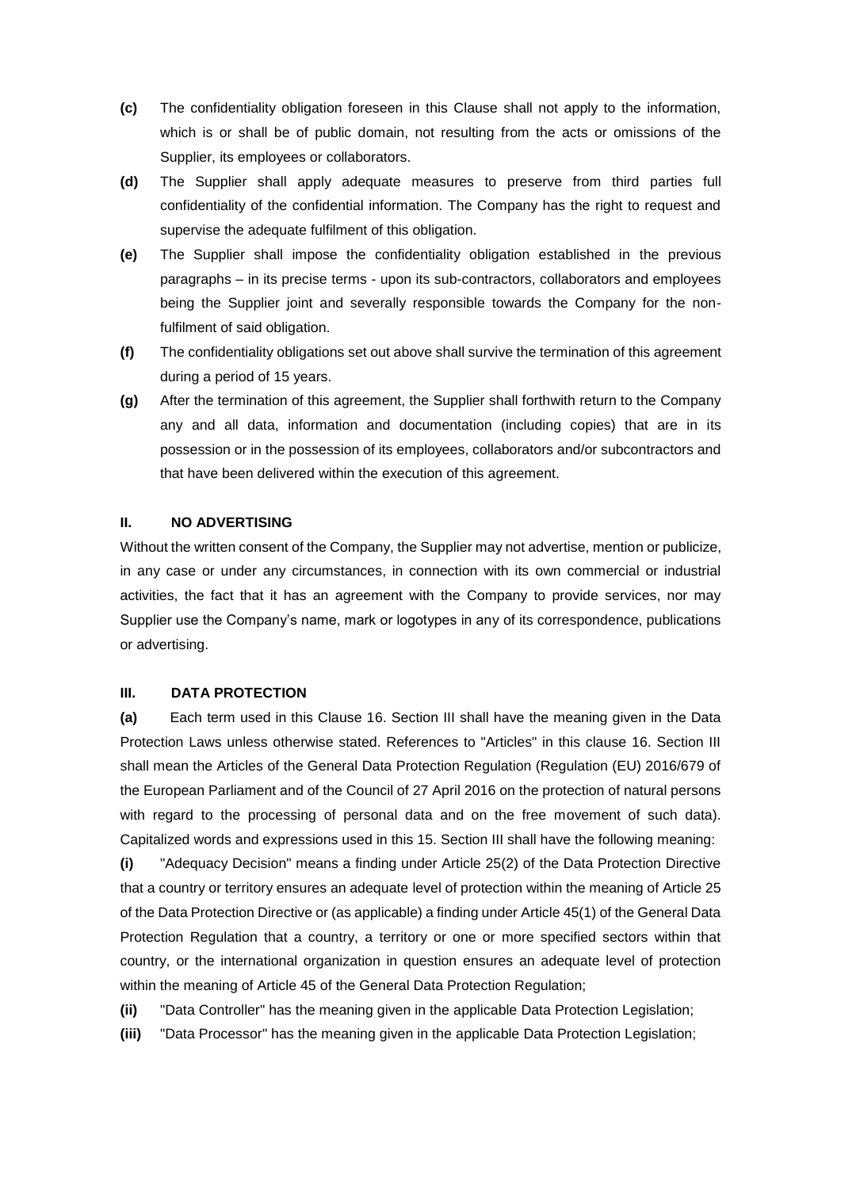**(c)** The confidentiality obligation foreseen in this Clause shall not apply to the information, which is or shall be of public domain, not resulting from the acts or omissions of the Supplier, its employees or collaborators.

**(d)** The Supplier shall apply adequate measures to preserve from third parties full confidentiality of the confidential information. The Company has the right to request and supervise the adequate fulfilment of this obligation.

**(e)** The Supplier shall impose the confidentiality obligation established in the previous paragraphs – in its precise terms - upon its sub-contractors, collaborators and employees being the Supplier joint and severally responsible towards the Company for the non-fulfilment of said obligation.

**(f)** The confidentiality obligations set out above shall survive the termination of this agreement during a period of 15 years.

**(g)** After the termination of this agreement, the Supplier shall forthwith return to the Company any and all data, information and documentation (including copies) that are in its possession or in the possession of its employees, collaborators and/or subcontractors and that have been delivered within the execution of this agreement.

**II. NO ADVERTISING**

Without the written consent of the Company, the Supplier may not advertise, mention or publicize, in any case or under any circumstances, in connection with its own commercial or industrial activities, the fact that it has an agreement with the Company to provide services, nor may Supplier use the Company's name, mark or logotypes in any of its correspondence, publications or advertising.

**III. DATA PROTECTION**

**(a)** Each term used in this Clause 16. Section III shall have the meaning given in the Data Protection Laws unless otherwise stated. References to "Articles" in this clause 16. Section III shall mean the Articles of the General Data Protection Regulation (Regulation (EU) 2016/679 of the European Parliament and of the Council of 27 April 2016 on the protection of natural persons with regard to the processing of personal data and on the free movement of such data). Capitalized words and expressions used in this 15. Section III shall have the following meaning:

**(i)** "Adequacy Decision" means a finding under Article 25(2) of the Data Protection Directive that a country or territory ensures an adequate level of protection within the meaning of Article 25 of the Data Protection Directive or (as applicable) a finding under Article 45(1) of the General Data Protection Regulation that a country, a territory or one or more specified sectors within that country, or the international organization in question ensures an adequate level of protection within the meaning of Article 45 of the General Data Protection Regulation;

**(ii)** "Data Controller" has the meaning given in the applicable Data Protection Legislation;

**(iii)** "Data Processor" has the meaning given in the applicable Data Protection Legislation;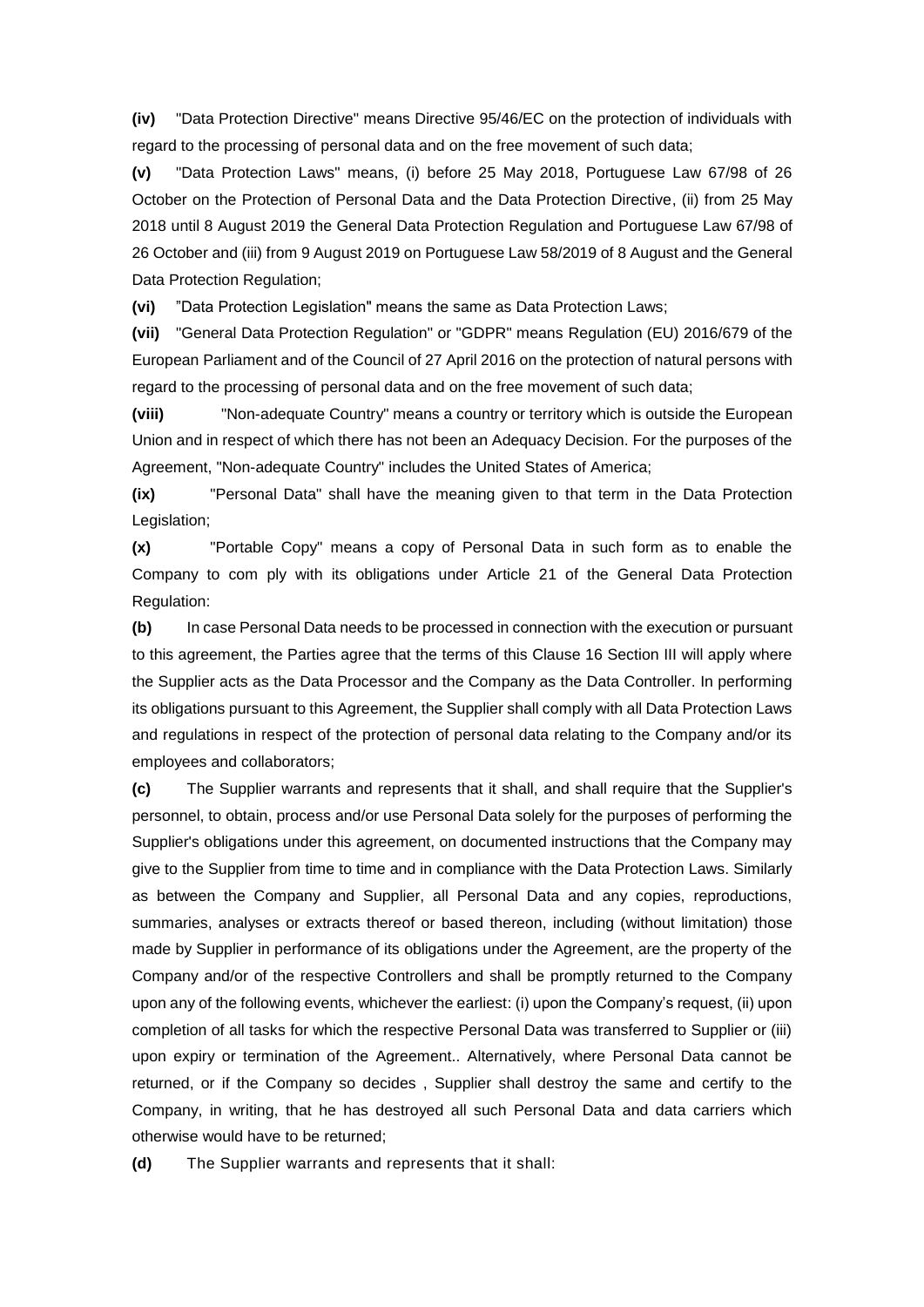**(iv)** "Data Protection Directive" means Directive 95/46/EC on the protection of individuals with regard to the processing of personal data and on the free movement of such data;

**(v)** "Data Protection Laws" means, (i) before 25 May 2018, Portuguese Law 67/98 of 26 October on the Protection of Personal Data and the Data Protection Directive, (ii) from 25 May 2018 until 8 August 2019 the General Data Protection Regulation and Portuguese Law 67/98 of 26 October and (iii) from 9 August 2019 on Portuguese Law 58/2019 of 8 August and the General Data Protection Regulation;

**(vi)** "Data Protection Legislation" means the same as Data Protection Laws;

**(vii)** "General Data Protection Regulation" or "GDPR" means Regulation (EU) 2016/679 of the European Parliament and of the Council of 27 April 2016 on the protection of natural persons with regard to the processing of personal data and on the free movement of such data;

**(viii)** "Non-adequate Country" means a country or territory which is outside the European Union and in respect of which there has not been an Adequacy Decision. For the purposes of the Agreement, "Non-adequate Country" includes the United States of America;

**(ix)** "Personal Data" shall have the meaning given to that term in the Data Protection Legislation;

**(x)** "Portable Copy" means a copy of Personal Data in such form as to enable the Company to com ply with its obligations under Article 21 of the General Data Protection Regulation:

**(b)** In case Personal Data needs to be processed in connection with the execution or pursuant to this agreement, the Parties agree that the terms of this Clause 16 Section III will apply where the Supplier acts as the Data Processor and the Company as the Data Controller. In performing its obligations pursuant to this Agreement, the Supplier shall comply with all Data Protection Laws and regulations in respect of the protection of personal data relating to the Company and/or its employees and collaborators;

**(c)** The Supplier warrants and represents that it shall, and shall require that the Supplier's personnel, to obtain, process and/or use Personal Data solely for the purposes of performing the Supplier's obligations under this agreement, on documented instructions that the Company may give to the Supplier from time to time and in compliance with the Data Protection Laws. Similarly as between the Company and Supplier, all Personal Data and any copies, reproductions, summaries, analyses or extracts thereof or based thereon, including (without limitation) those made by Supplier in performance of its obligations under the Agreement, are the property of the Company and/or of the respective Controllers and shall be promptly returned to the Company upon any of the following events, whichever the earliest: (i) upon the Company's request, (ii) upon completion of all tasks for which the respective Personal Data was transferred to Supplier or (iii) upon expiry or termination of the Agreement.. Alternatively, where Personal Data cannot be returned, or if the Company so decides , Supplier shall destroy the same and certify to the Company, in writing, that he has destroyed all such Personal Data and data carriers which otherwise would have to be returned;

**(d)** The Supplier warrants and represents that it shall: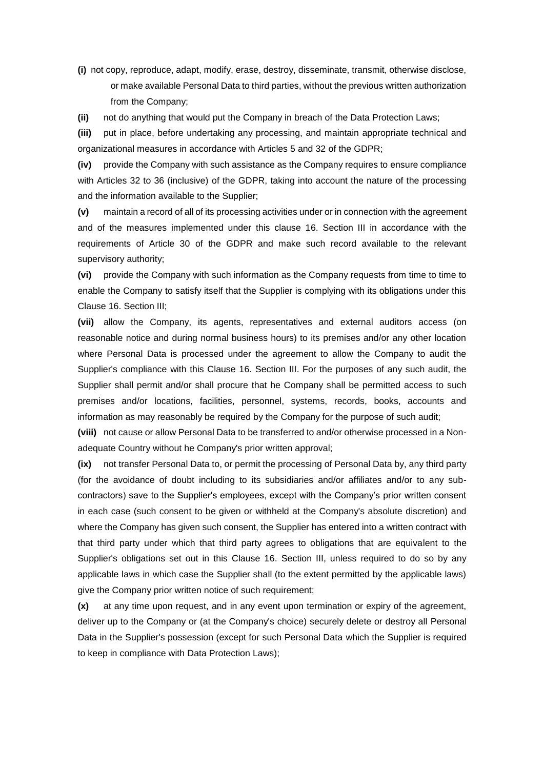**(i)** not copy, reproduce, adapt, modify, erase, destroy, disseminate, transmit, otherwise disclose, or make available Personal Data to third parties, without the previous written authorization from the Company;

**(ii)** not do anything that would put the Company in breach of the Data Protection Laws;

**(iii)** put in place, before undertaking any processing, and maintain appropriate technical and organizational measures in accordance with Articles 5 and 32 of the GDPR;

**(iv)** provide the Company with such assistance as the Company requires to ensure compliance with Articles 32 to 36 (inclusive) of the GDPR, taking into account the nature of the processing and the information available to the Supplier;

**(v)** maintain a record of all of its processing activities under or in connection with the agreement and of the measures implemented under this clause 16. Section III in accordance with the requirements of Article 30 of the GDPR and make such record available to the relevant supervisory authority;

**(vi)** provide the Company with such information as the Company requests from time to time to enable the Company to satisfy itself that the Supplier is complying with its obligations under this Clause 16. Section III;

**(vii)** allow the Company, its agents, representatives and external auditors access (on reasonable notice and during normal business hours) to its premises and/or any other location where Personal Data is processed under the agreement to allow the Company to audit the Supplier's compliance with this Clause 16. Section III. For the purposes of any such audit, the Supplier shall permit and/or shall procure that he Company shall be permitted access to such premises and/or locations, facilities, personnel, systems, records, books, accounts and information as may reasonably be required by the Company for the purpose of such audit;

**(viii)** not cause or allow Personal Data to be transferred to and/or otherwise processed in a Non-adequate Country without he Company's prior written approval;

**(ix)** not transfer Personal Data to, or permit the processing of Personal Data by, any third party (for the avoidance of doubt including to its subsidiaries and/or affiliates and/or to any sub-contractors) save to the Supplier's employees, except with the Company's prior written consent in each case (such consent to be given or withheld at the Company's absolute discretion) and where the Company has given such consent, the Supplier has entered into a written contract with that third party under which that third party agrees to obligations that are equivalent to the Supplier's obligations set out in this Clause 16. Section III, unless required to do so by any applicable laws in which case the Supplier shall (to the extent permitted by the applicable laws) give the Company prior written notice of such requirement;

**(x)** at any time upon request, and in any event upon termination or expiry of the agreement, deliver up to the Company or (at the Company's choice) securely delete or destroy all Personal Data in the Supplier's possession (except for such Personal Data which the Supplier is required to keep in compliance with Data Protection Laws);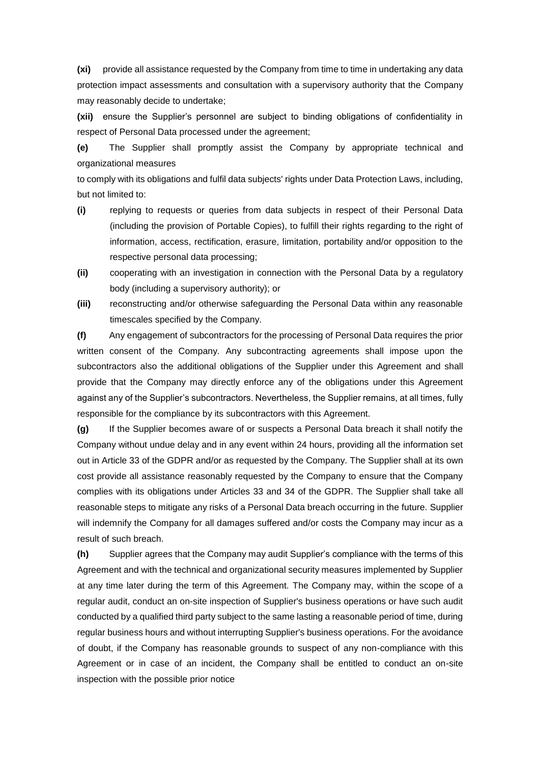**(xi)** provide all assistance requested by the Company from time to time in undertaking any data protection impact assessments and consultation with a supervisory authority that the Company may reasonably decide to undertake;

**(xii)** ensure the Supplier's personnel are subject to binding obligations of confidentiality in respect of Personal Data processed under the agreement;

**(e)** The Supplier shall promptly assist the Company by appropriate technical and organizational measures

to comply with its obligations and fulfil data subjects' rights under Data Protection Laws, including, but not limited to:

**(i)** replying to requests or queries from data subjects in respect of their Personal Data (including the provision of Portable Copies), to fulfill their rights regarding to the right of information, access, rectification, erasure, limitation, portability and/or opposition to the respective personal data processing;

**(ii)** cooperating with an investigation in connection with the Personal Data by a regulatory body (including a supervisory authority); or

**(iii)** reconstructing and/or otherwise safeguarding the Personal Data within any reasonable timescales specified by the Company.

**(f)** Any engagement of subcontractors for the processing of Personal Data requires the prior written consent of the Company. Any subcontracting agreements shall impose upon the subcontractors also the additional obligations of the Supplier under this Agreement and shall provide that the Company may directly enforce any of the obligations under this Agreement against any of the Supplier's subcontractors. Nevertheless, the Supplier remains, at all times, fully responsible for the compliance by its subcontractors with this Agreement.

**(g)** If the Supplier becomes aware of or suspects a Personal Data breach it shall notify the Company without undue delay and in any event within 24 hours, providing all the information set out in Article 33 of the GDPR and/or as requested by the Company. The Supplier shall at its own cost provide all assistance reasonably requested by the Company to ensure that the Company complies with its obligations under Articles 33 and 34 of the GDPR. The Supplier shall take all reasonable steps to mitigate any risks of a Personal Data breach occurring in the future. Supplier will indemnify the Company for all damages suffered and/or costs the Company may incur as a result of such breach.

**(h)** Supplier agrees that the Company may audit Supplier's compliance with the terms of this Agreement and with the technical and organizational security measures implemented by Supplier at any time later during the term of this Agreement. The Company may, within the scope of a regular audit, conduct an on-site inspection of Supplier's business operations or have such audit conducted by a qualified third party subject to the same lasting a reasonable period of time, during regular business hours and without interrupting Supplier's business operations. For the avoidance of doubt, if the Company has reasonable grounds to suspect of any non-compliance with this Agreement or in case of an incident, the Company shall be entitled to conduct an on-site inspection with the possible prior notice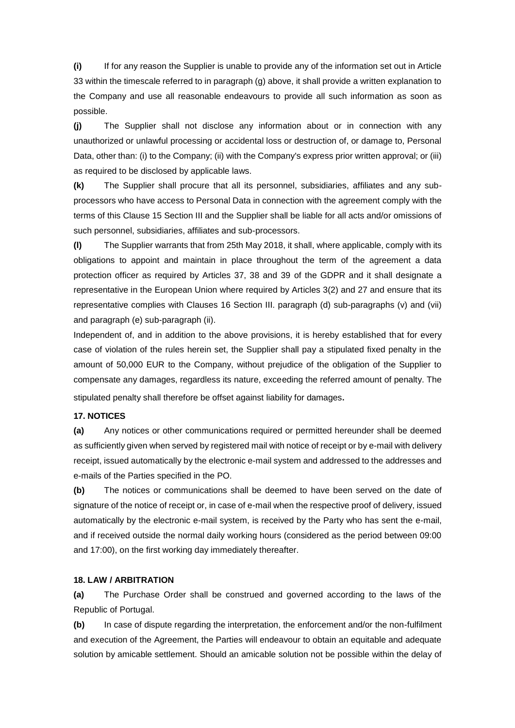**(i)** If for any reason the Supplier is unable to provide any of the information set out in Article 33 within the timescale referred to in paragraph (g) above, it shall provide a written explanation to the Company and use all reasonable endeavours to provide all such information as soon as possible.

**(j)** The Supplier shall not disclose any information about or in connection with any unauthorized or unlawful processing or accidental loss or destruction of, or damage to, Personal Data, other than: (i) to the Company; (ii) with the Company's express prior written approval; or (iii) as required to be disclosed by applicable laws.

**(k)** The Supplier shall procure that all its personnel, subsidiaries, affiliates and any sub-processors who have access to Personal Data in connection with the agreement comply with the terms of this Clause 15 Section III and the Supplier shall be liable for all acts and/or omissions of such personnel, subsidiaries, affiliates and sub-processors.

**(l)** The Supplier warrants that from 25th May 2018, it shall, where applicable, comply with its obligations to appoint and maintain in place throughout the term of the agreement a data protection officer as required by Articles 37, 38 and 39 of the GDPR and it shall designate a representative in the European Union where required by Articles 3(2) and 27 and ensure that its representative complies with Clauses 16 Section III. paragraph (d) sub-paragraphs (v) and (vii) and paragraph (e) sub-paragraph (ii).

Independent of, and in addition to the above provisions, it is hereby established that for every case of violation of the rules herein set, the Supplier shall pay a stipulated fixed penalty in the amount of 50,000 EUR to the Company, without prejudice of the obligation of the Supplier to compensate any damages, regardless its nature, exceeding the referred amount of penalty. The stipulated penalty shall therefore be offset against liability for damages**.**

**17. NOTICES**

**(a)** Any notices or other communications required or permitted hereunder shall be deemed as sufficiently given when served by registered mail with notice of receipt or by e-mail with delivery receipt, issued automatically by the electronic e-mail system and addressed to the addresses and e-mails of the Parties specified in the PO.

**(b)** The notices or communications shall be deemed to have been served on the date of signature of the notice of receipt or, in case of e-mail when the respective proof of delivery, issued automatically by the electronic e-mail system, is received by the Party who has sent the e-mail, and if received outside the normal daily working hours (considered as the period between 09:00 and 17:00), on the first working day immediately thereafter.

**18. LAW / ARBITRATION**

**(a)** The Purchase Order shall be construed and governed according to the laws of the Republic of Portugal.

**(b)** In case of dispute regarding the interpretation, the enforcement and/or the non-fulfilment and execution of the Agreement, the Parties will endeavour to obtain an equitable and adequate solution by amicable settlement. Should an amicable solution not be possible within the delay of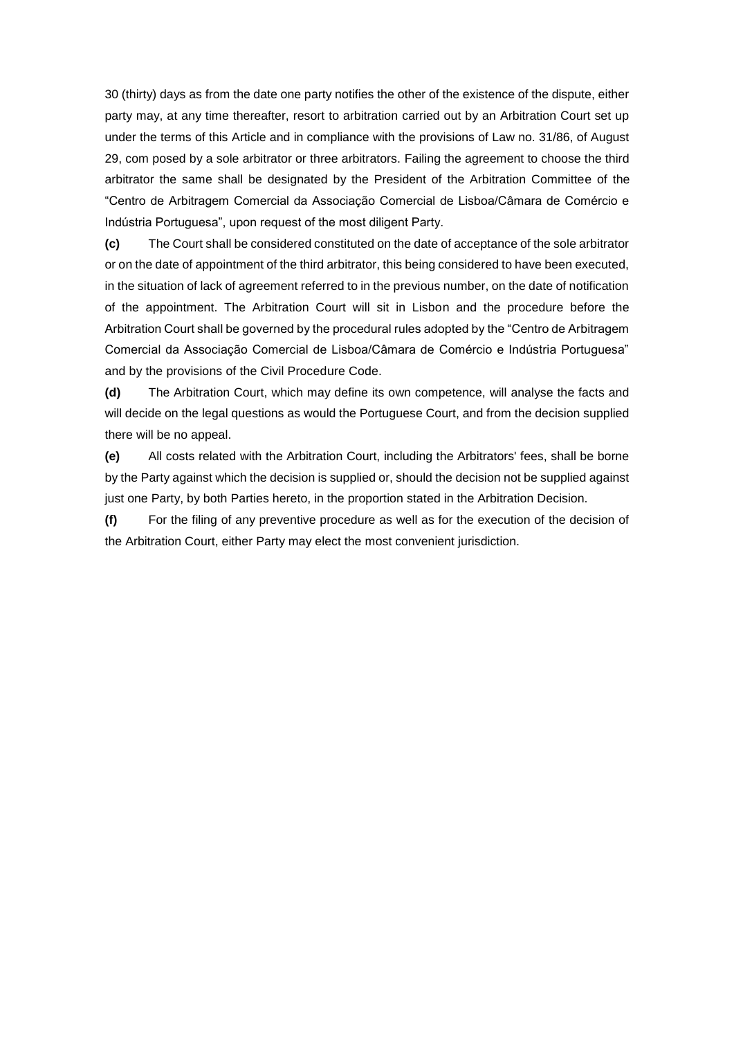30 (thirty) days as from the date one party notifies the other of the existence of the dispute, either party may, at any time thereafter, resort to arbitration carried out by an Arbitration Court set up under the terms of this Article and in compliance with the provisions of Law no. 31/86, of August 29, com posed by a sole arbitrator or three arbitrators. Failing the agreement to choose the third arbitrator the same shall be designated by the President of the Arbitration Committee of the "Centro de Arbitragem Comercial da Associação Comercial de Lisboa/Câmara de Comércio e Indústria Portuguesa", upon request of the most diligent Party.

**(c)** The Court shall be considered constituted on the date of acceptance of the sole arbitrator or on the date of appointment of the third arbitrator, this being considered to have been executed, in the situation of lack of agreement referred to in the previous number, on the date of notification of the appointment. The Arbitration Court will sit in Lisbon and the procedure before the Arbitration Court shall be governed by the procedural rules adopted by the "Centro de Arbitragem Comercial da Associação Comercial de Lisboa/Câmara de Comércio e Indústria Portuguesa" and by the provisions of the Civil Procedure Code.

**(d)** The Arbitration Court, which may define its own competence, will analyse the facts and will decide on the legal questions as would the Portuguese Court, and from the decision supplied there will be no appeal.

**(e)** All costs related with the Arbitration Court, including the Arbitrators' fees, shall be borne by the Party against which the decision is supplied or, should the decision not be supplied against just one Party, by both Parties hereto, in the proportion stated in the Arbitration Decision.

**(f)** For the filing of any preventive procedure as well as for the execution of the decision of the Arbitration Court, either Party may elect the most convenient jurisdiction.